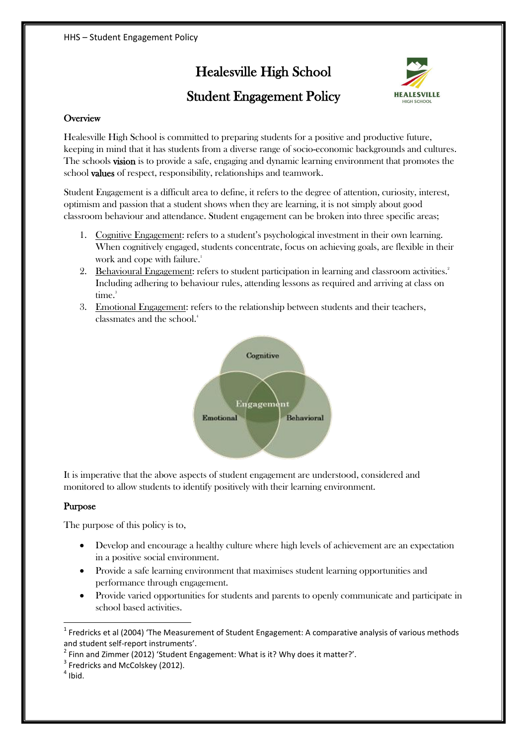# Healesville High School

# Student Engagement Policy

## Overview

Healesville High School is committed to preparing students for a positive and productive future, keeping in mind that it has students from a diverse range of socio-economic backgrounds and cultures. The schools **vision** is to provide a safe, engaging and dynamic learning environment that promotes the school **values** of respect, responsibility, relationships and teamwork.

Student Engagement is a difficult area to define, it refers to the degree of attention, curiosity, interest, optimism and passion that a student shows when they are learning, it is not simply about good classroom behaviour and attendance. Student engagement can be broken into three specific areas;

1. Cognitive Engagement: refers to a student's psychological investment in their own learning. When cognitively engaged, students concentrate, focus on achieving goals, are flexible in their work and cope with failure.[1]
2. Behavioural Engagement: refers to student participation in learning and classroom activities.[2] Including adhering to behaviour rules, attending lessons as required and arriving at class on time.[3]
3. Emotional Engagement: refers to the relationship between students and their teachers, classmates and the school.[4]

Cognitive

Engagement

Emotional

Behavioral

It is imperative that the above aspects of student engagement are understood, considered and monitored to allow students to identify positively with their learning environment.

## Purpose

The purpose of this policy is to,

- Develop and encourage a healthy culture where high levels of achievement are an expectation in a positive social environment.
- Provide a safe learning environment that maximises student learning opportunities and performance through engagement.
- Provide varied opportunities for students and parents to openly communicate and participate in school based activities.

---

[1] Fredricks et al (2004) 'The Measurement of Student Engagement: A comparative analysis of various methods and student self-report instruments'.

[2] Finn and Zimmer (2012) 'Student Engagement: What is it? Why does it matter?'.

[3] Fredricks and McColskey (2012).

[4] Ibid.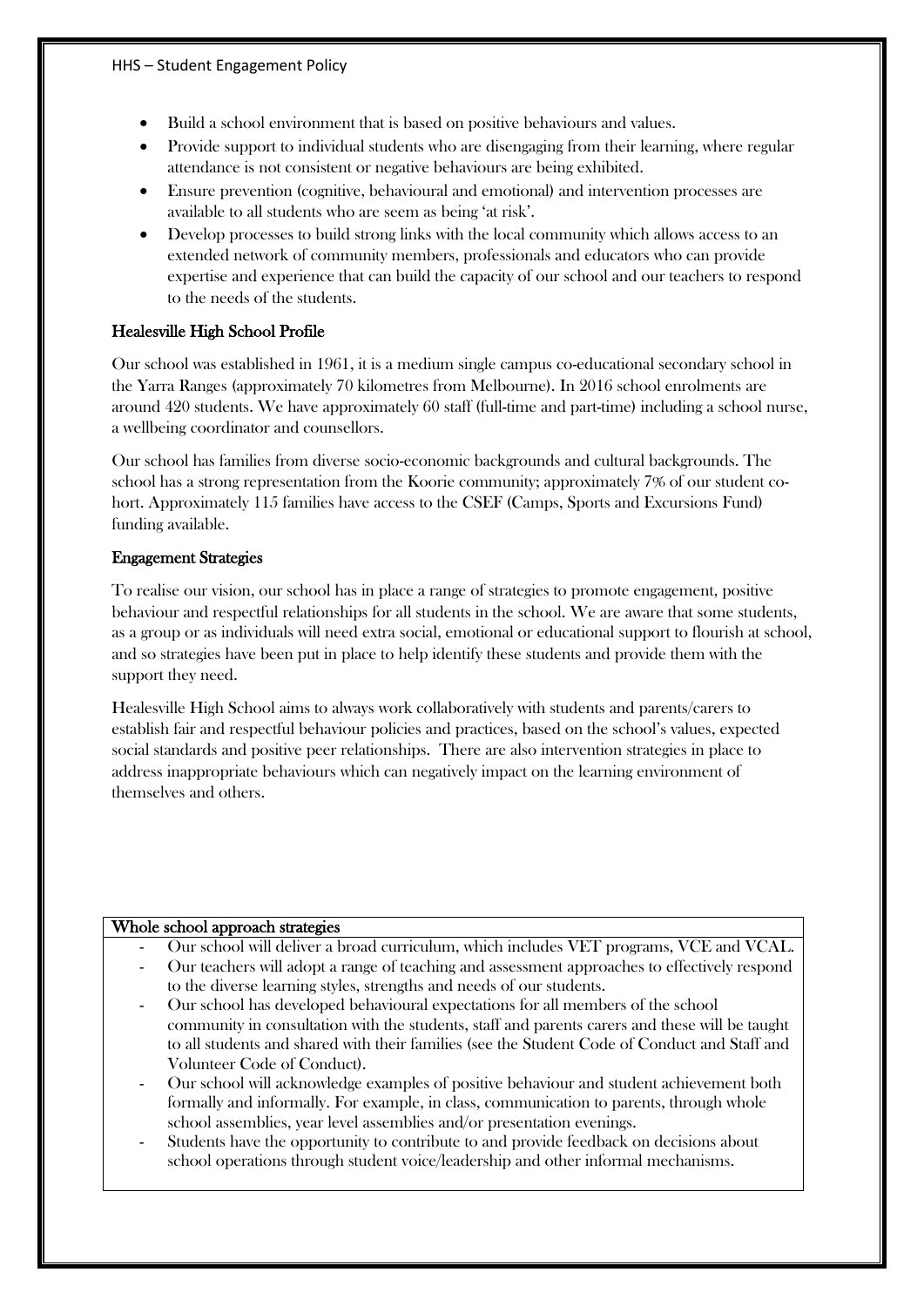- Build a school environment that is based on positive behaviours and values.
- Provide support to individual students who are disengaging from their learning, where regular attendance is not consistent or negative behaviours are being exhibited.
- Ensure prevention (cognitive, behavioural and emotional) and intervention processes are available to all students who are seem as being 'at risk'.
- Develop processes to build strong links with the local community which allows access to an extended network of community members, professionals and educators who can provide expertise and experience that can build the capacity of our school and our teachers to respond to the needs of the students.

## Healesville High School Profile

Our school was established in 1961, it is a medium single campus co-educational secondary school in the Yarra Ranges (approximately 70 kilometres from Melbourne). In 2016 school enrolments are around 420 students. We have approximately 60 staff (full-time and part-time) including a school nurse, a wellbeing coordinator and counsellors.

Our school has families from diverse socio-economic backgrounds and cultural backgrounds. The school has a strong representation from the Koorie community; approximately 7% of our student co-hort. Approximately 115 families have access to the CSEF (Camps, Sports and Excursions Fund) funding available.

## Engagement Strategies

To realise our vision, our school has in place a range of strategies to promote engagement, positive behaviour and respectful relationships for all students in the school. We are aware that some students, as a group or as individuals will need extra social, emotional or educational support to flourish at school, and so strategies have been put in place to help identify these students and provide them with the support they need.

Healesville High School aims to always work collaboratively with students and parents/carers to establish fair and respectful behaviour policies and practices, based on the school's values, expected social standards and positive peer relationships. There are also intervention strategies in place to address inappropriate behaviours which can negatively impact on the learning environment of themselves and others.

| Whole school approach strategies |
| --- |
| - Our school will deliver a broad curriculum, which includes VET programs, VCE and VCAL.<br>- Our teachers will adopt a range of teaching and assessment approaches to effectively respond to the diverse learning styles, strengths and needs of our students.<br>- Our school has developed behavioural expectations for all members of the school community in consultation with the students, staff and parents carers and these will be taught to all students and shared with their families (see the Student Code of Conduct and Staff and Volunteer Code of Conduct).<br>- Our school will acknowledge examples of positive behaviour and student achievement both formally and informally. For example, in class, communication to parents, through whole school assemblies, year level assemblies and/or presentation evenings.<br>- Students have the opportunity to contribute to and provide feedback on decisions about school operations through student voice/leadership and other informal mechanisms. |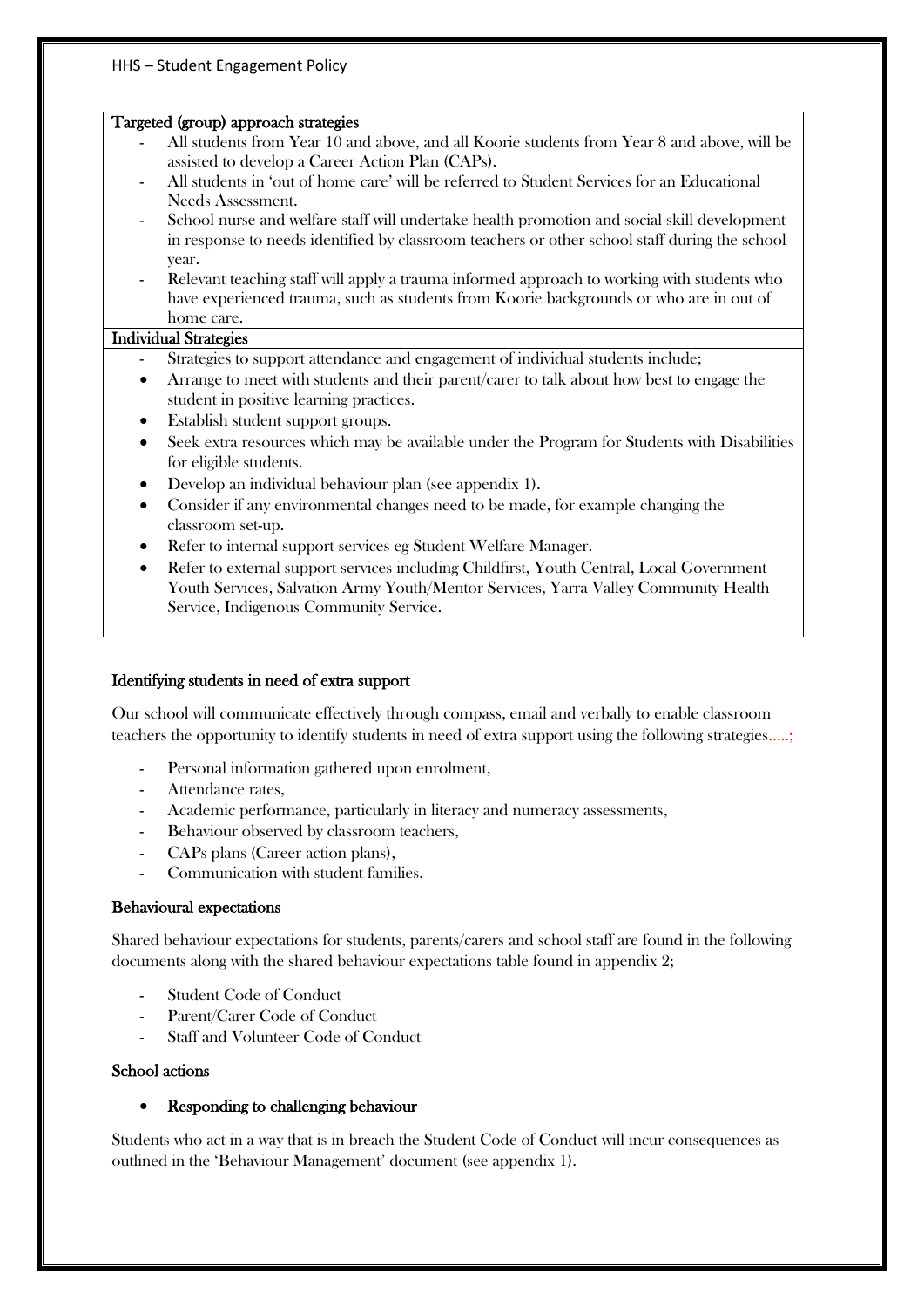| Targeted (group) approach strategies |
|---|
| - All students from Year 10 and above, and all Koorie students from Year 8 and above, will be assisted to develop a Career Action Plan (CAPs).<br>- All students in 'out of home care' will be referred to Student Services for an Educational Needs Assessment.<br>- School nurse and welfare staff will undertake health promotion and social skill development in response to needs identified by classroom teachers or other school staff during the school year.<br>- Relevant teaching staff will apply a trauma informed approach to working with students who have experienced trauma, such as students from Koorie backgrounds or who are in out of home care. |
| **Individual Strategies** |
| - Strategies to support attendance and engagement of individual students include;<br>• Arrange to meet with students and their parent/carer to talk about how best to engage the student in positive learning practices.<br>• Establish student support groups.<br>• Seek extra resources which may be available under the Program for Students with Disabilities for eligible students.<br>• Develop an individual behaviour plan (see appendix 1).<br>• Consider if any environmental changes need to be made, for example changing the classroom set-up.<br>• Refer to internal support services eg Student Welfare Manager.<br>• Refer to external support services including Childfirst, Youth Central, Local Government Youth Services, Salvation Army Youth/Mentor Services, Yarra Valley Community Health Service, Indigenous Community Service. |

## Identifying students in need of extra support

Our school will communicate effectively through compass, email and verbally to enable classroom teachers the opportunity to identify students in need of extra support using the following strategies.....;

- Personal information gathered upon enrolment,
- Attendance rates,
- Academic performance, particularly in literacy and numeracy assessments,
- Behaviour observed by classroom teachers,
- CAPs plans (Career action plans),
- Communication with student families.

## Behavioural expectations

Shared behaviour expectations for students, parents/carers and school staff are found in the following documents along with the shared behaviour expectations table found in appendix 2;

- Student Code of Conduct
- Parent/Carer Code of Conduct
- Staff and Volunteer Code of Conduct

## School actions

- **Responding to challenging behaviour**

Students who act in a way that is in breach the Student Code of Conduct will incur consequences as outlined in the 'Behaviour Management' document (see appendix 1).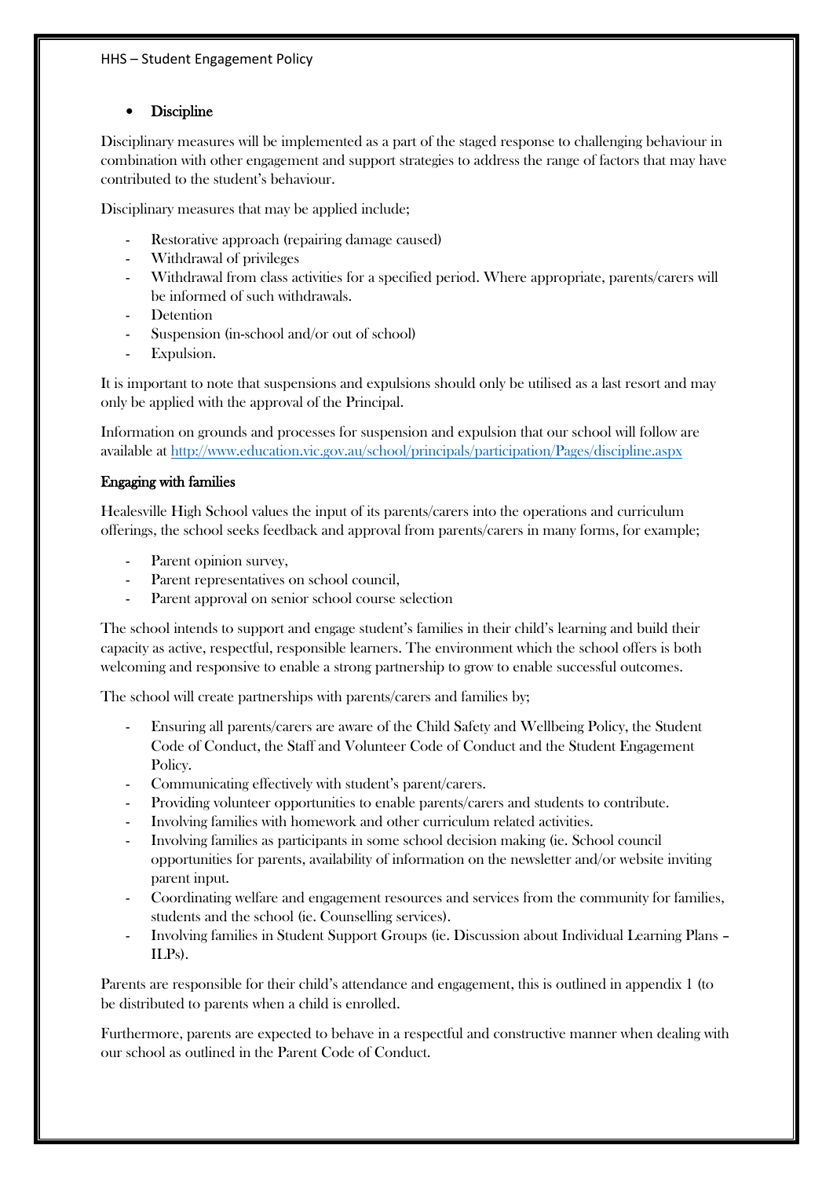- **Discipline**

Disciplinary measures will be implemented as a part of the staged response to challenging behaviour in combination with other engagement and support strategies to address the range of factors that may have contributed to the student's behaviour.

Disciplinary measures that may be applied include;

- Restorative approach (repairing damage caused)
- Withdrawal of privileges
- Withdrawal from class activities for a specified period. Where appropriate, parents/carers will be informed of such withdrawals.
- Detention
- Suspension (in-school and/or out of school)
- Expulsion.

It is important to note that suspensions and expulsions should only be utilised as a last resort and may only be applied with the approval of the Principal.

Information on grounds and processes for suspension and expulsion that our school will follow are available at http://www.education.vic.gov.au/school/principals/participation/Pages/discipline.aspx

## Engaging with families

Healesville High School values the input of its parents/carers into the operations and curriculum offerings, the school seeks feedback and approval from parents/carers in many forms, for example;

- Parent opinion survey,
- Parent representatives on school council,
- Parent approval on senior school course selection

The school intends to support and engage student's families in their child's learning and build their capacity as active, respectful, responsible learners. The environment which the school offers is both welcoming and responsive to enable a strong partnership to grow to enable successful outcomes.

The school will create partnerships with parents/carers and families by;

- Ensuring all parents/carers are aware of the Child Safety and Wellbeing Policy, the Student Code of Conduct, the Staff and Volunteer Code of Conduct and the Student Engagement Policy.
- Communicating effectively with student's parent/carers.
- Providing volunteer opportunities to enable parents/carers and students to contribute.
- Involving families with homework and other curriculum related activities.
- Involving families as participants in some school decision making (ie. School council opportunities for parents, availability of information on the newsletter and/or website inviting parent input.
- Coordinating welfare and engagement resources and services from the community for families, students and the school (ie. Counselling services).
- Involving families in Student Support Groups (ie. Discussion about Individual Learning Plans – ILPs).

Parents are responsible for their child's attendance and engagement, this is outlined in appendix 1 (to be distributed to parents when a child is enrolled.

Furthermore, parents are expected to behave in a respectful and constructive manner when dealing with our school as outlined in the Parent Code of Conduct.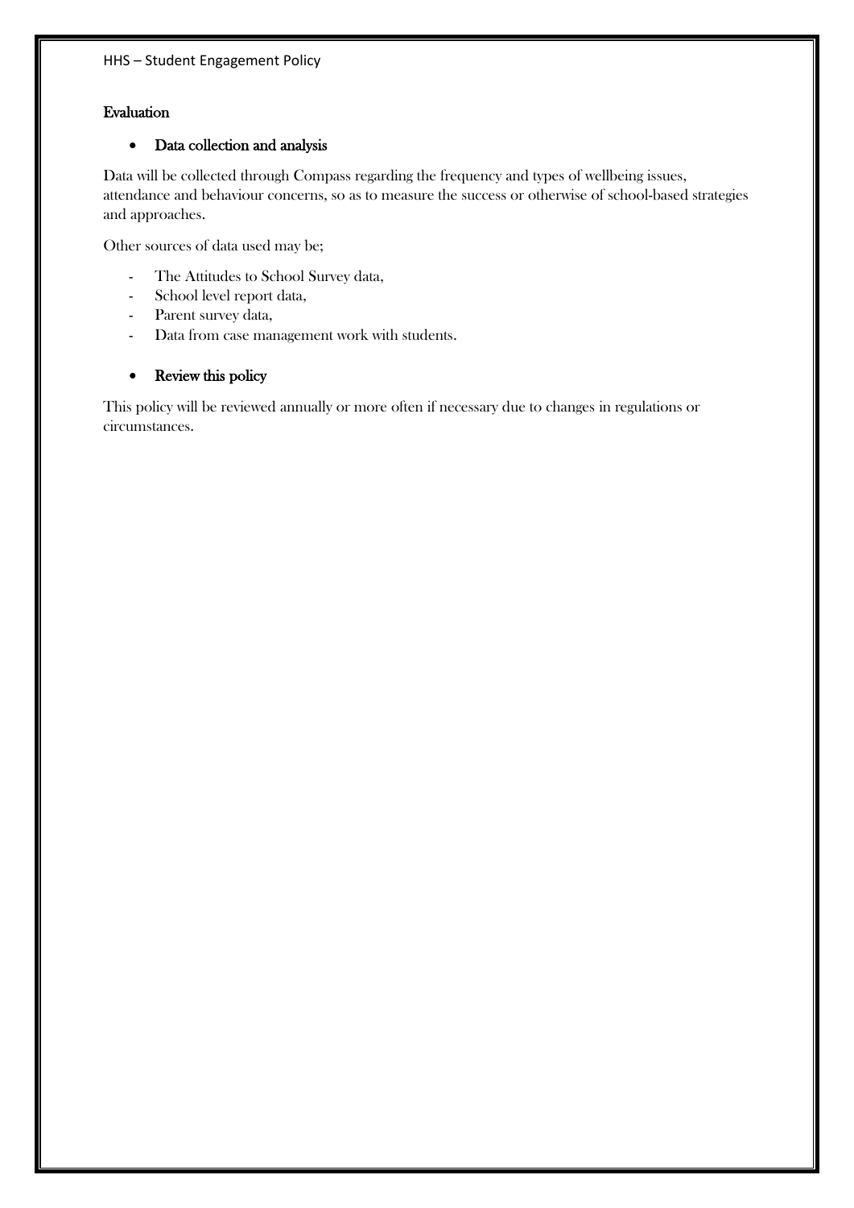## Evaluation

- **Data collection and analysis**

Data will be collected through Compass regarding the frequency and types of wellbeing issues, attendance and behaviour concerns, so as to measure the success or otherwise of school-based strategies and approaches.

Other sources of data used may be;

- The Attitudes to School Survey data,
- School level report data,
- Parent survey data,
- Data from case management work with students.

- **Review this policy**

This policy will be reviewed annually or more often if necessary due to changes in regulations or circumstances.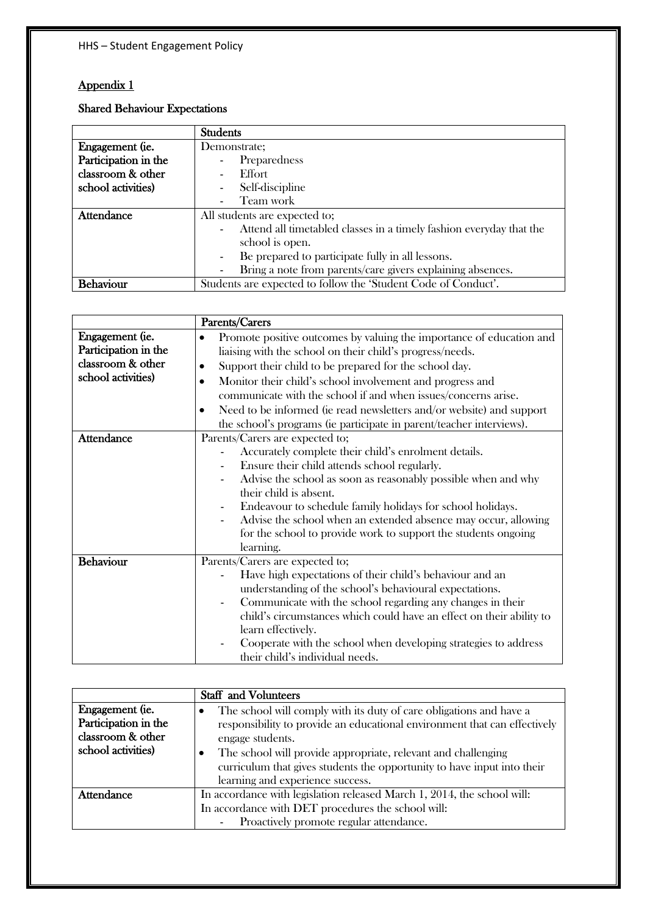## Appendix 1

### Shared Behaviour Expectations

| | Students |
|---|---|
| Engagement (ie. Participation in the classroom & other school activities) | Demonstrate;<br>- Preparedness<br>- Effort<br>- Self-discipline<br>- Team work |
| Attendance | All students are expected to;<br>- Attend all timetabled classes in a timely fashion everyday that the school is open.<br>- Be prepared to participate fully in all lessons.<br>- Bring a note from parents/care givers explaining absences. |
| Behaviour | Students are expected to follow the 'Student Code of Conduct'. |

| | Parents/Carers |
|---|---|
| Engagement (ie. Participation in the classroom & other school activities) | • Promote positive outcomes by valuing the importance of education and liaising with the school on their child's progress/needs.<br>• Support their child to be prepared for the school day.<br>• Monitor their child's school involvement and progress and communicate with the school if and when issues/concerns arise.<br>• Need to be informed (ie read newsletters and/or website) and support the school's programs (ie participate in parent/teacher interviews). |
| Attendance | Parents/Carers are expected to;<br>- Accurately complete their child's enrolment details.<br>- Ensure their child attends school regularly.<br>- Advise the school as soon as reasonably possible when and why their child is absent.<br>- Endeavour to schedule family holidays for school holidays.<br>- Advise the school when an extended absence may occur, allowing for the school to provide work to support the students ongoing learning. |
| Behaviour | Parents/Carers are expected to;<br>- Have high expectations of their child's behaviour and an understanding of the school's behavioural expectations.<br>- Communicate with the school regarding any changes in their child's circumstances which could have an effect on their ability to learn effectively.<br>- Cooperate with the school when developing strategies to address their child's individual needs. |

| | Staff and Volunteers |
|---|---|
| Engagement (ie. Participation in the classroom & other school activities) | • The school will comply with its duty of care obligations and have a responsibility to provide an educational environment that can effectively engage students.<br>• The school will provide appropriate, relevant and challenging curriculum that gives students the opportunity to have input into their learning and experience success. |
| Attendance | In accordance with legislation released March 1, 2014, the school will:<br>In accordance with DET procedures the school will:<br>- Proactively promote regular attendance. |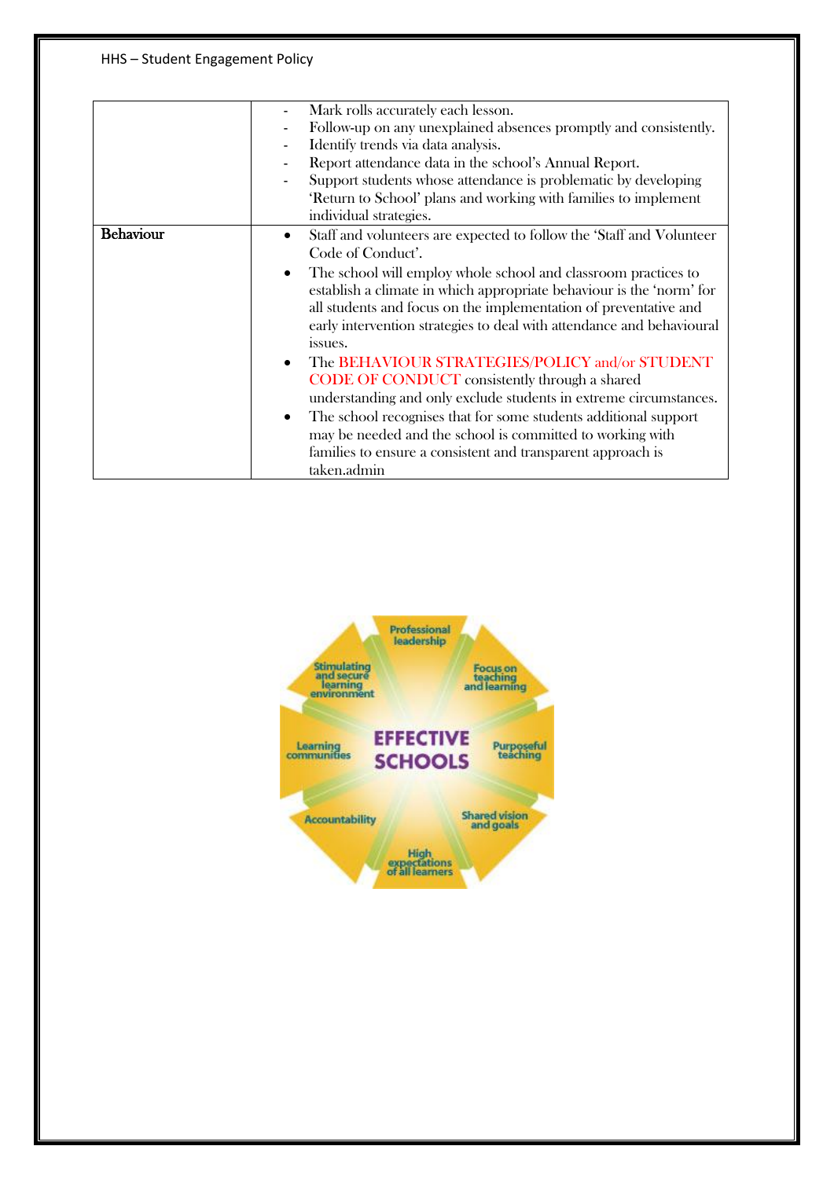| | |
|---|---|
| | - Mark rolls accurately each lesson.<br>- Follow-up on any unexplained absences promptly and consistently.<br>- Identify trends via data analysis.<br>- Report attendance data in the school's Annual Report.<br>- Support students whose attendance is problematic by developing 'Return to School' plans and working with families to implement individual strategies. |
| **Behaviour** | • Staff and volunteers are expected to follow the 'Staff and Volunteer Code of Conduct'.<br>• The school will employ whole school and classroom practices to establish a climate in which appropriate behaviour is the 'norm' for all students and focus on the implementation of preventative and early intervention strategies to deal with attendance and behavioural issues.<br>• The BEHAVIOUR STRATEGIES/POLICY and/or STUDENT CODE OF CONDUCT consistently through a shared understanding and only exclude students in extreme circumstances.<br>• The school recognises that for some students additional support may be needed and the school is committed to working with families to ensure a consistent and transparent approach is taken.admin |

Professional leadership

Focus on teaching and learning

Purposeful teaching

Shared vision and goals

High expectations of all learners

Accountability

Learning communities

Stimulating and secure learning environment

EFFECTIVE SCHOOLS